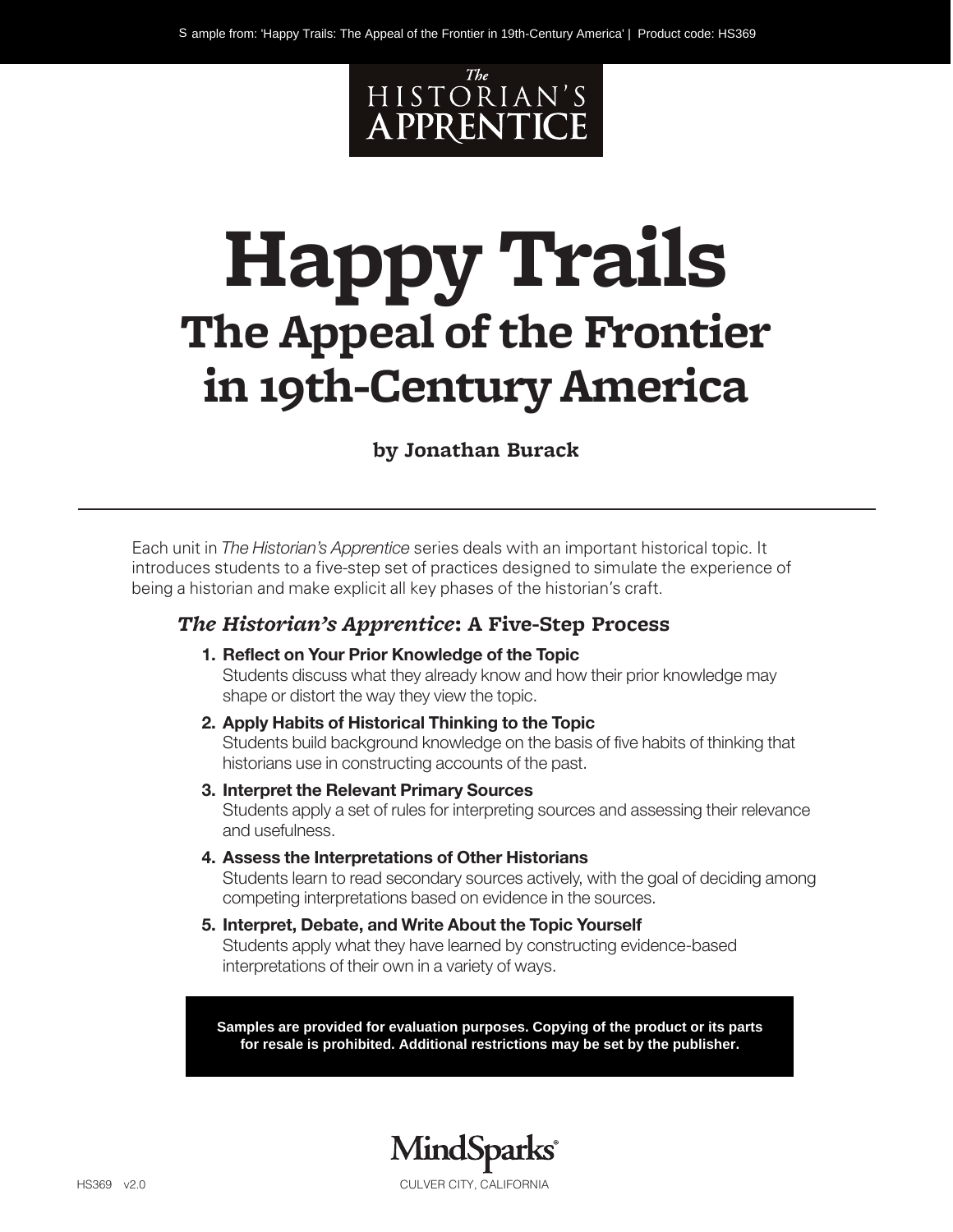The Historian's Apprentice

# Happy Trails

## The Appeal of the Frontier in 19th-Century America

**by Jonathan Burack**

---

Each unit in *The Historian's Apprentice* series deals with an important historical topic. It introduces students to a five-step set of practices designed to simulate the experience of being a historian and make explicit all key phases of the historian's craft.

### *The Historian's Apprentice*: A Five-Step Process

1. **Reflect on Your Prior Knowledge of the Topic**
   Students discuss what they already know and how their prior knowledge may shape or distort the way they view the topic.
2. **Apply Habits of Historical Thinking to the Topic**
   Students build background knowledge on the basis of five habits of thinking that historians use in constructing accounts of the past.
3. **Interpret the Relevant Primary Sources**
   Students apply a set of rules for interpreting sources and assessing their relevance and usefulness.
4. **Assess the Interpretations of Other Historians**
   Students learn to read secondary sources actively, with the goal of deciding among competing interpretations based on evidence in the sources.
5. **Interpret, Debate, and Write About the Topic Yourself**
   Students apply what they have learned by constructing evidence-based interpretations of their own in a variety of ways.

**Samples are provided for evaluation purposes. Copying of the product or its parts for resale is prohibited. Additional restrictions may be set by the publisher.**

MindSparks®

CULVER CITY, CALIFORNIA

HS369 v2.0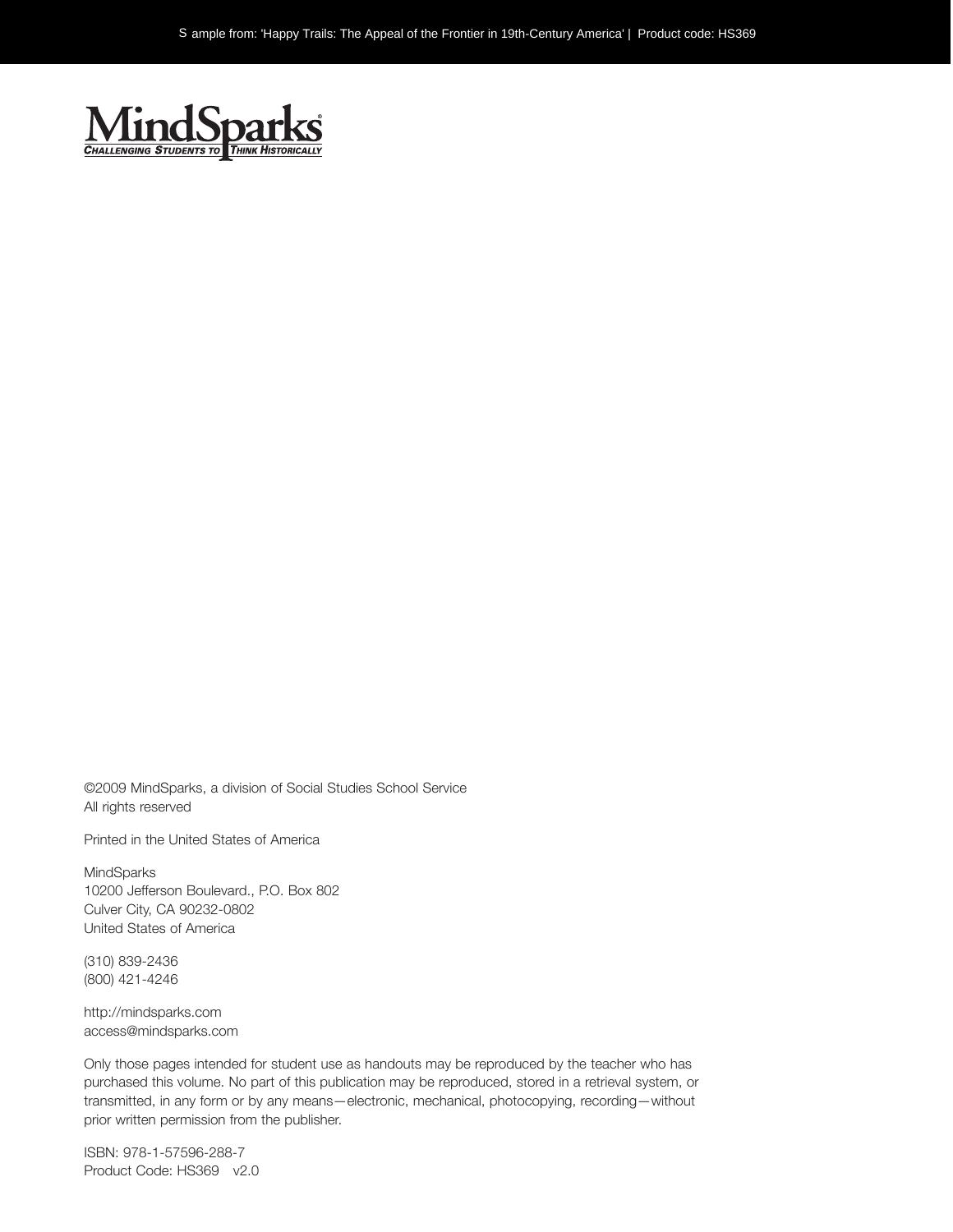MindSparks

CHALLENGING STUDENTS TO THINK HISTORICALLY

©2009 MindSparks, a division of Social Studies School Service
All rights reserved

Printed in the United States of America

MindSparks
10200 Jefferson Boulevard., P.O. Box 802
Culver City, CA 90232-0802
United States of America

(310) 839-2436
(800) 421-4246

http://mindsparks.com
access@mindsparks.com

Only those pages intended for student use as handouts may be reproduced by the teacher who has purchased this volume. No part of this publication may be reproduced, stored in a retrieval system, or transmitted, in any form or by any means—electronic, mechanical, photocopying, recording—without prior written permission from the publisher.

ISBN: 978-1-57596-288-7
Product Code: HS369 v2.0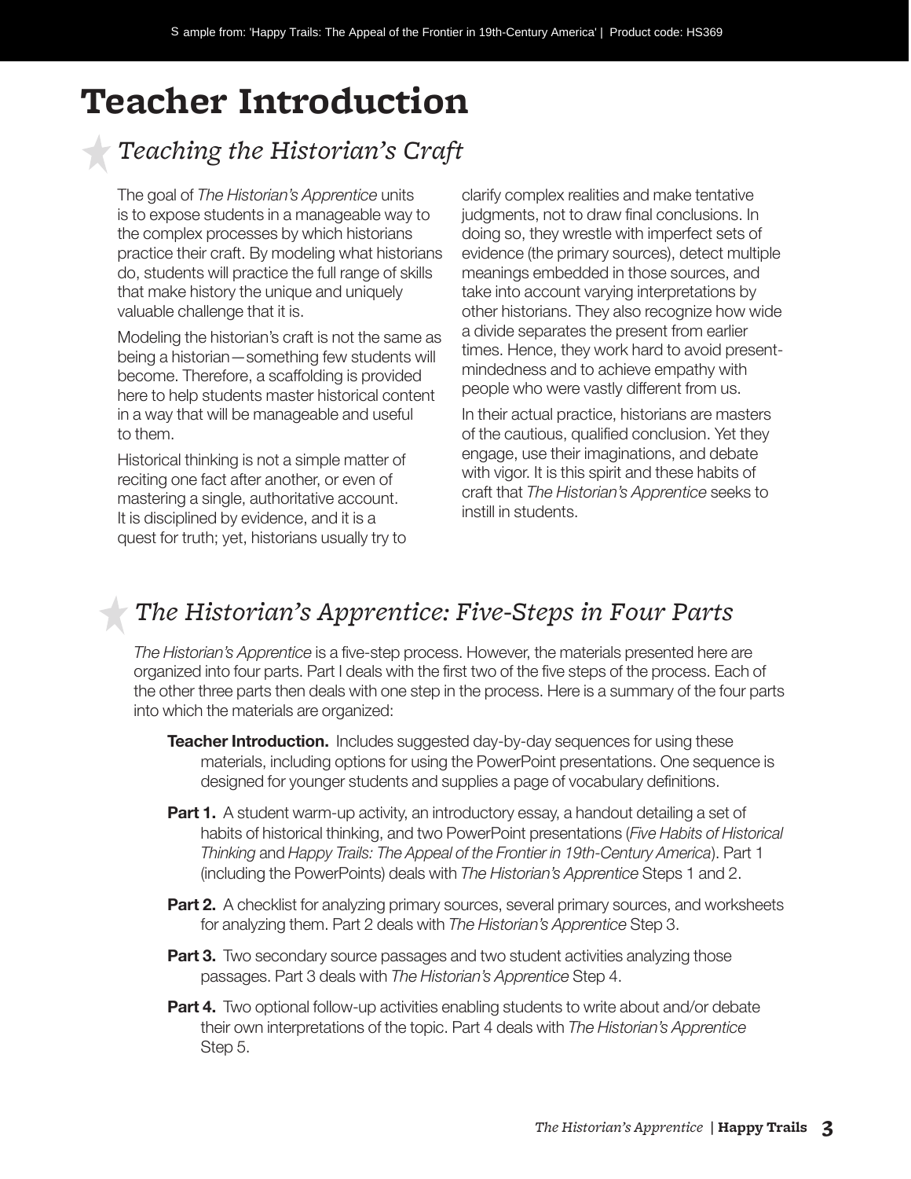# Teacher Introduction

## *Teaching the Historian's Craft*

The goal of *The Historian's Apprentice* units is to expose students in a manageable way to the complex processes by which historians practice their craft. By modeling what historians do, students will practice the full range of skills that make history the unique and uniquely valuable challenge that it is.

Modeling the historian's craft is not the same as being a historian—something few students will become. Therefore, a scaffolding is provided here to help students master historical content in a way that will be manageable and useful to them.

Historical thinking is not a simple matter of reciting one fact after another, or even of mastering a single, authoritative account. It is disciplined by evidence, and it is a quest for truth; yet, historians usually try to clarify complex realities and make tentative judgments, not to draw final conclusions. In doing so, they wrestle with imperfect sets of evidence (the primary sources), detect multiple meanings embedded in those sources, and take into account varying interpretations by other historians. They also recognize how wide a divide separates the present from earlier times. Hence, they work hard to avoid present-mindedness and to achieve empathy with people who were vastly different from us.

In their actual practice, historians are masters of the cautious, qualified conclusion. Yet they engage, use their imaginations, and debate with vigor. It is this spirit and these habits of craft that *The Historian's Apprentice* seeks to instill in students.

## *The Historian's Apprentice: Five-Steps in Four Parts*

*The Historian's Apprentice* is a five-step process. However, the materials presented here are organized into four parts. Part I deals with the first two of the five steps of the process. Each of the other three parts then deals with one step in the process. Here is a summary of the four parts into which the materials are organized:

**Teacher Introduction.** Includes suggested day-by-day sequences for using these materials, including options for using the PowerPoint presentations. One sequence is designed for younger students and supplies a page of vocabulary definitions.

**Part 1.** A student warm-up activity, an introductory essay, a handout detailing a set of habits of historical thinking, and two PowerPoint presentations (*Five Habits of Historical Thinking* and *Happy Trails: The Appeal of the Frontier in 19th-Century America*). Part 1 (including the PowerPoints) deals with *The Historian's Apprentice* Steps 1 and 2.

**Part 2.** A checklist for analyzing primary sources, several primary sources, and worksheets for analyzing them. Part 2 deals with *The Historian's Apprentice* Step 3.

**Part 3.** Two secondary source passages and two student activities analyzing those passages. Part 3 deals with *The Historian's Apprentice* Step 4.

**Part 4.** Two optional follow-up activities enabling students to write about and/or debate their own interpretations of the topic. Part 4 deals with *The Historian's Apprentice* Step 5.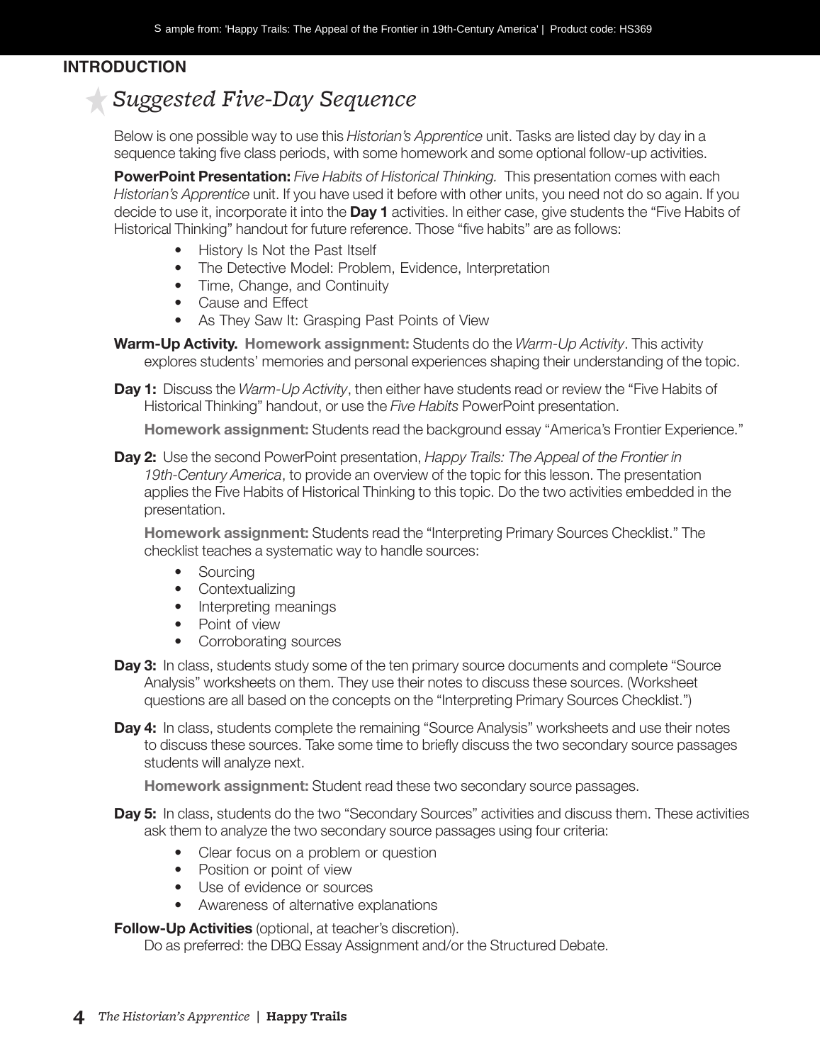**INTRODUCTION**

## *Suggested Five-Day Sequence*

Below is one possible way to use this *Historian's Apprentice* unit. Tasks are listed day by day in a sequence taking five class periods, with some homework and some optional follow-up activities.

**PowerPoint Presentation:** *Five Habits of Historical Thinking.* This presentation comes with each *Historian's Apprentice* unit. If you have used it before with other units, you need not do so again. If you decide to use it, incorporate it into the **Day 1** activities. In either case, give students the "Five Habits of Historical Thinking" handout for future reference. Those "five habits" are as follows:

- History Is Not the Past Itself
- The Detective Model: Problem, Evidence, Interpretation
- Time, Change, and Continuity
- Cause and Effect
- As They Saw It: Grasping Past Points of View

**Warm-Up Activity. Homework assignment:** Students do the *Warm-Up Activity*. This activity explores students' memories and personal experiences shaping their understanding of the topic.

**Day 1:** Discuss the *Warm-Up Activity*, then either have students read or review the "Five Habits of Historical Thinking" handout, or use the *Five Habits* PowerPoint presentation.

**Homework assignment:** Students read the background essay "America's Frontier Experience."

**Day 2:** Use the second PowerPoint presentation, *Happy Trails: The Appeal of the Frontier in 19th-Century America*, to provide an overview of the topic for this lesson. The presentation applies the Five Habits of Historical Thinking to this topic. Do the two activities embedded in the presentation.

**Homework assignment:** Students read the "Interpreting Primary Sources Checklist." The checklist teaches a systematic way to handle sources:

- Sourcing
- Contextualizing
- Interpreting meanings
- Point of view
- Corroborating sources

**Day 3:** In class, students study some of the ten primary source documents and complete "Source Analysis" worksheets on them. They use their notes to discuss these sources. (Worksheet questions are all based on the concepts on the "Interpreting Primary Sources Checklist.")

**Day 4:** In class, students complete the remaining "Source Analysis" worksheets and use their notes to discuss these sources. Take some time to briefly discuss the two secondary source passages students will analyze next.

**Homework assignment:** Student read these two secondary source passages.

**Day 5:** In class, students do the two "Secondary Sources" activities and discuss them. These activities ask them to analyze the two secondary source passages using four criteria:

- Clear focus on a problem or question
- Position or point of view
- Use of evidence or sources
- Awareness of alternative explanations

**Follow-Up Activities** (optional, at teacher's discretion).

Do as preferred: the DBQ Essay Assignment and/or the Structured Debate.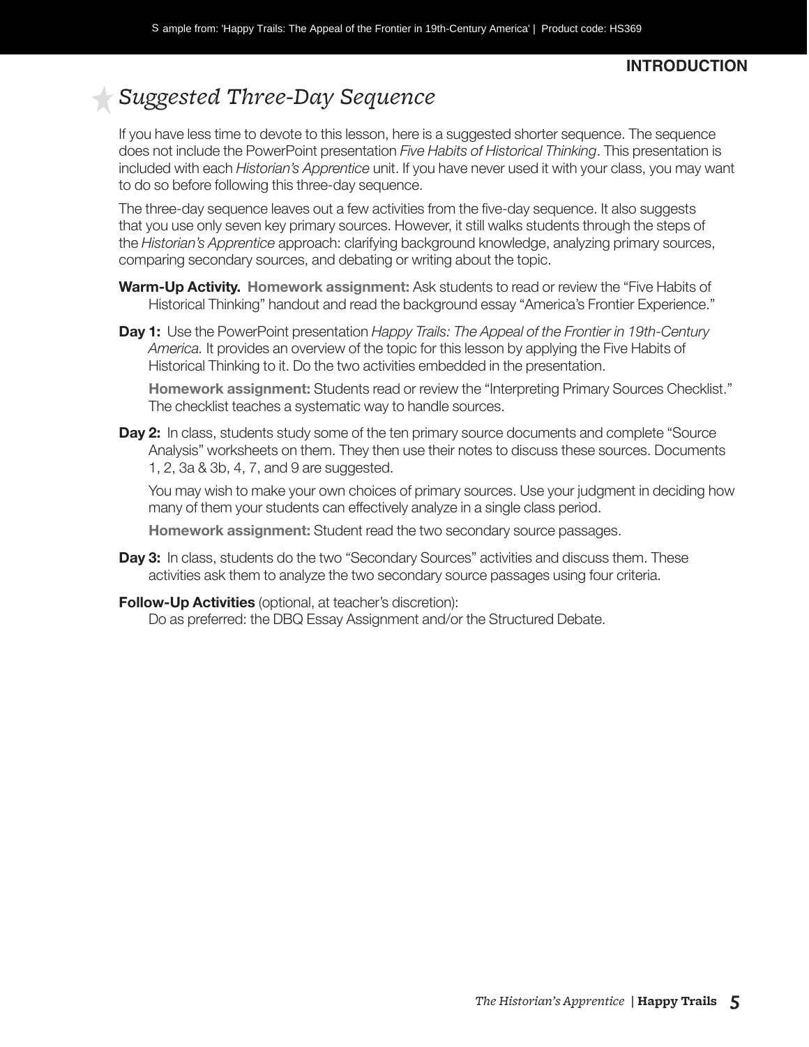## *Suggested Three-Day Sequence*

If you have less time to devote to this lesson, here is a suggested shorter sequence. The sequence does not include the PowerPoint presentation *Five Habits of Historical Thinking*. This presentation is included with each *Historian's Apprentice* unit. If you have never used it with your class, you may want to do so before following this three-day sequence.

The three-day sequence leaves out a few activities from the five-day sequence. It also suggests that you use only seven key primary sources. However, it still walks students through the steps of the *Historian's Apprentice* approach: clarifying background knowledge, analyzing primary sources, comparing secondary sources, and debating or writing about the topic.

**Warm-Up Activity.** **Homework assignment:** Ask students to read or review the "Five Habits of Historical Thinking" handout and read the background essay "America's Frontier Experience."

**Day 1:** Use the PowerPoint presentation *Happy Trails: The Appeal of the Frontier in 19th-Century America.* It provides an overview of the topic for this lesson by applying the Five Habits of Historical Thinking to it. Do the two activities embedded in the presentation.

**Homework assignment:** Students read or review the "Interpreting Primary Sources Checklist." The checklist teaches a systematic way to handle sources.

**Day 2:** In class, students study some of the ten primary source documents and complete "Source Analysis" worksheets on them. They then use their notes to discuss these sources. Documents 1, 2, 3a & 3b, 4, 7, and 9 are suggested.

You may wish to make your own choices of primary sources. Use your judgment in deciding how many of them your students can effectively analyze in a single class period.

**Homework assignment:** Student read the two secondary source passages.

**Day 3:** In class, students do the two "Secondary Sources" activities and discuss them. These activities ask them to analyze the two secondary source passages using four criteria.

**Follow-Up Activities** (optional, at teacher's discretion):
Do as preferred: the DBQ Essay Assignment and/or the Structured Debate.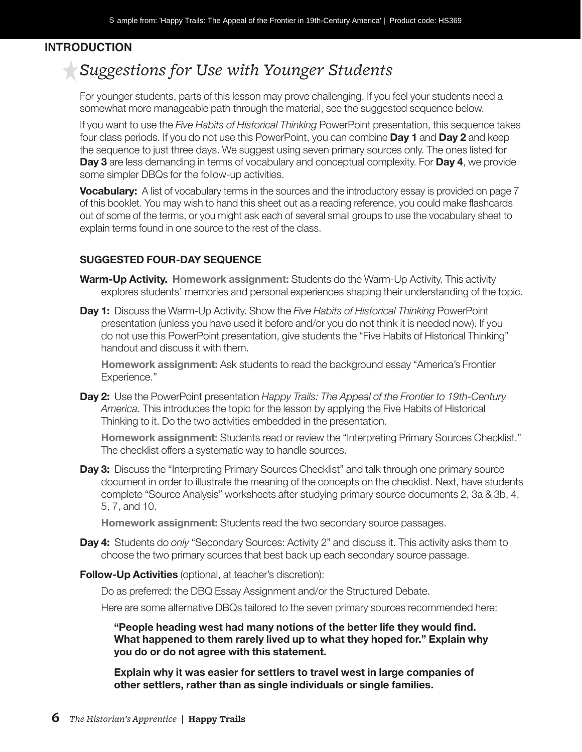## INTRODUCTION

# Suggestions for Use with Younger Students

For younger students, parts of this lesson may prove challenging. If you feel your students need a somewhat more manageable path through the material, see the suggested sequence below.

If you want to use the *Five Habits of Historical Thinking* PowerPoint presentation, this sequence takes four class periods. If you do not use this PowerPoint, you can combine **Day 1** and **Day 2** and keep the sequence to just three days. We suggest using seven primary sources only. The ones listed for **Day 3** are less demanding in terms of vocabulary and conceptual complexity. For **Day 4**, we provide some simpler DBQs for the follow-up activities.

**Vocabulary:** A list of vocabulary terms in the sources and the introductory essay is provided on page 7 of this booklet. You may wish to hand this sheet out as a reading reference, you could make flashcards out of some of the terms, or you might ask each of several small groups to use the vocabulary sheet to explain terms found in one source to the rest of the class.

### SUGGESTED FOUR-DAY SEQUENCE

**Warm-Up Activity. Homework assignment:** Students do the Warm-Up Activity. This activity explores students' memories and personal experiences shaping their understanding of the topic.

**Day 1:** Discuss the Warm-Up Activity. Show the *Five Habits of Historical Thinking* PowerPoint presentation (unless you have used it before and/or you do not think it is needed now). If you do not use this PowerPoint presentation, give students the "Five Habits of Historical Thinking" handout and discuss it with them.

**Homework assignment:** Ask students to read the background essay "America's Frontier Experience."

**Day 2:** Use the PowerPoint presentation *Happy Trails: The Appeal of the Frontier to 19th-Century America.* This introduces the topic for the lesson by applying the Five Habits of Historical Thinking to it. Do the two activities embedded in the presentation.

**Homework assignment:** Students read or review the "Interpreting Primary Sources Checklist." The checklist offers a systematic way to handle sources.

**Day 3:** Discuss the "Interpreting Primary Sources Checklist" and talk through one primary source document in order to illustrate the meaning of the concepts on the checklist. Next, have students complete "Source Analysis" worksheets after studying primary source documents 2, 3a & 3b, 4, 5, 7, and 10.

**Homework assignment:** Students read the two secondary source passages.

**Day 4:** Students do *only* "Secondary Sources: Activity 2" and discuss it. This activity asks them to choose the two primary sources that best back up each secondary source passage.

**Follow-Up Activities** (optional, at teacher's discretion):

Do as preferred: the DBQ Essay Assignment and/or the Structured Debate.

Here are some alternative DBQs tailored to the seven primary sources recommended here:

**"People heading west had many notions of the better life they would find. What happened to them rarely lived up to what they hoped for." Explain why you do or do not agree with this statement.**

**Explain why it was easier for settlers to travel west in large companies of other settlers, rather than as single individuals or single families.**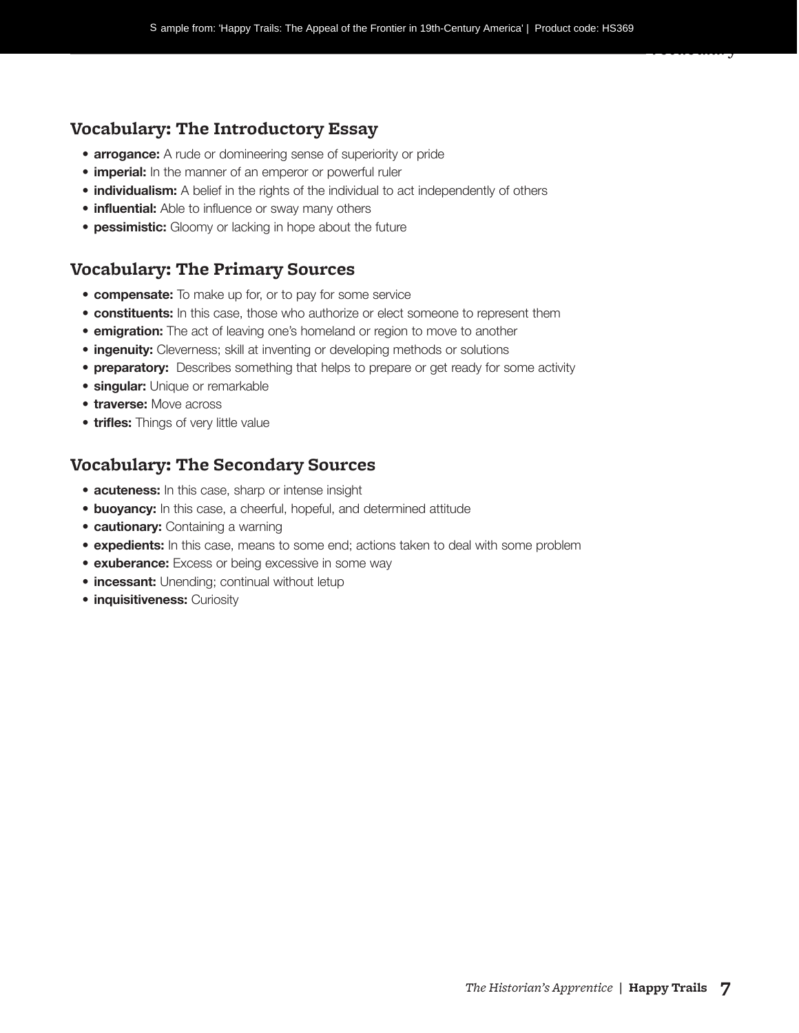## Vocabulary: The Introductory Essay

- **arrogance:** A rude or domineering sense of superiority or pride
- **imperial:** In the manner of an emperor or powerful ruler
- **individualism:** A belief in the rights of the individual to act independently of others
- **influential:** Able to influence or sway many others
- **pessimistic:** Gloomy or lacking in hope about the future

## Vocabulary: The Primary Sources

- **compensate:** To make up for, or to pay for some service
- **constituents:** In this case, those who authorize or elect someone to represent them
- **emigration:** The act of leaving one's homeland or region to move to another
- **ingenuity:** Cleverness; skill at inventing or developing methods or solutions
- **preparatory:** Describes something that helps to prepare or get ready for some activity
- **singular:** Unique or remarkable
- **traverse:** Move across
- **trifles:** Things of very little value

## Vocabulary: The Secondary Sources

- **acuteness:** In this case, sharp or intense insight
- **buoyancy:** In this case, a cheerful, hopeful, and determined attitude
- **cautionary:** Containing a warning
- **expedients:** In this case, means to some end; actions taken to deal with some problem
- **exuberance:** Excess or being excessive in some way
- **incessant:** Unending; continual without letup
- **inquisitiveness:** Curiosity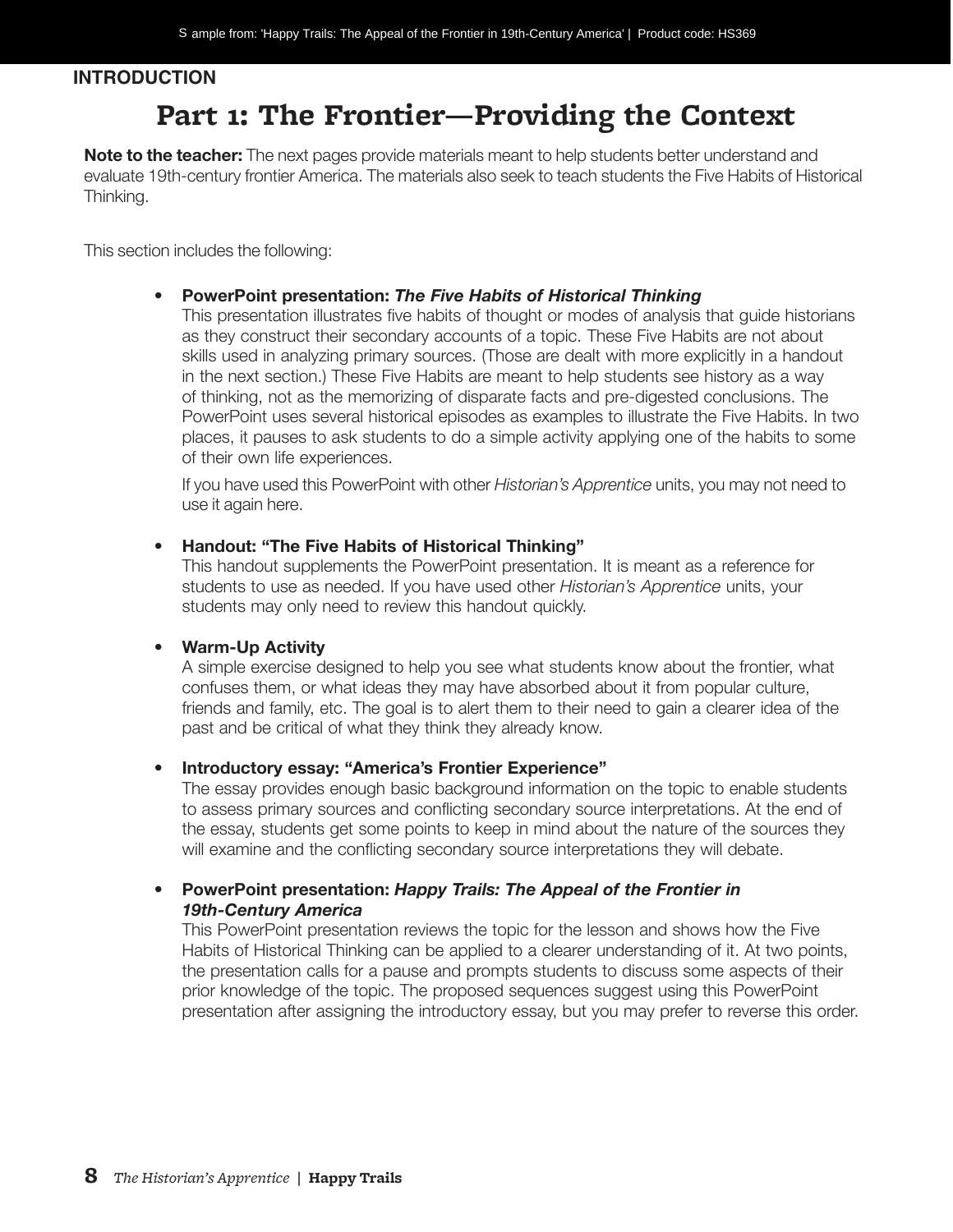**INTRODUCTION**

# Part 1: The Frontier—Providing the Context

**Note to the teacher:** The next pages provide materials meant to help students better understand and evaluate 19th-century frontier America. The materials also seek to teach students the Five Habits of Historical Thinking.

This section includes the following:

- **PowerPoint presentation: *The Five Habits of Historical Thinking***
  This presentation illustrates five habits of thought or modes of analysis that guide historians as they construct their secondary accounts of a topic. These Five Habits are not about skills used in analyzing primary sources. (Those are dealt with more explicitly in a handout in the next section.) These Five Habits are meant to help students see history as a way of thinking, not as the memorizing of disparate facts and pre-digested conclusions. The PowerPoint uses several historical episodes as examples to illustrate the Five Habits. In two places, it pauses to ask students to do a simple activity applying one of the habits to some of their own life experiences.

  If you have used this PowerPoint with other *Historian's Apprentice* units, you may not need to use it again here.

- **Handout: "The Five Habits of Historical Thinking"**
  This handout supplements the PowerPoint presentation. It is meant as a reference for students to use as needed. If you have used other *Historian's Apprentice* units, your students may only need to review this handout quickly.

- **Warm-Up Activity**
  A simple exercise designed to help you see what students know about the frontier, what confuses them, or what ideas they may have absorbed about it from popular culture, friends and family, etc. The goal is to alert them to their need to gain a clearer idea of the past and be critical of what they think they already know.

- **Introductory essay: "America's Frontier Experience"**
  The essay provides enough basic background information on the topic to enable students to assess primary sources and conflicting secondary source interpretations. At the end of the essay, students get some points to keep in mind about the nature of the sources they will examine and the conflicting secondary source interpretations they will debate.

- **PowerPoint presentation: *Happy Trails: The Appeal of the Frontier in 19th-Century America***
  This PowerPoint presentation reviews the topic for the lesson and shows how the Five Habits of Historical Thinking can be applied to a clearer understanding of it. At two points, the presentation calls for a pause and prompts students to discuss some aspects of their prior knowledge of the topic. The proposed sequences suggest using this PowerPoint presentation after assigning the introductory essay, but you may prefer to reverse this order.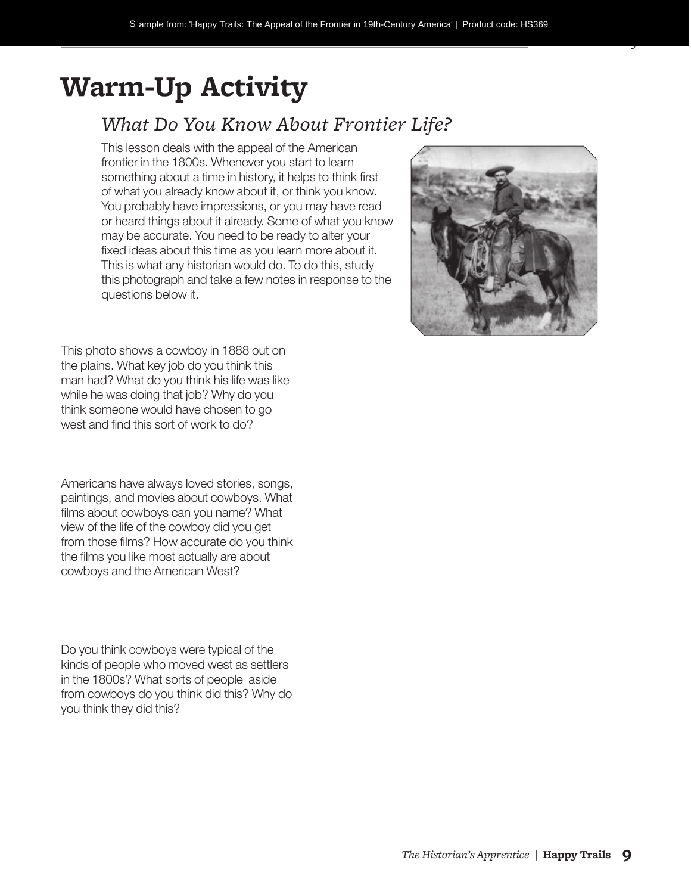# Warm-Up Activity

## *What Do You Know About Frontier Life?*

This lesson deals with the appeal of the American frontier in the 1800s. Whenever you start to learn something about a time in history, it helps to think first of what you already know about it, or think you know. You probably have impressions, or you may have read or heard things about it already. Some of what you know may be accurate. You need to be ready to alter your fixed ideas about this time as you learn more about it. This is what any historian would do. To do this, study this photograph and take a few notes in response to the questions below it.

This photo shows a cowboy in 1888 out on the plains. What key job do you think this man had? What do you think his life was like while he was doing that job? Why do you think someone would have chosen to go west and find this sort of work to do?

Americans have always loved stories, songs, paintings, and movies about cowboys. What films about cowboys can you name? What view of the life of the cowboy did you get from those films? How accurate do you think the films you like most actually are about cowboys and the American West?

Do you think cowboys were typical of the kinds of people who moved west as settlers in the 1800s? What sorts of people aside from cowboys do you think did this? Why do you think they did this?